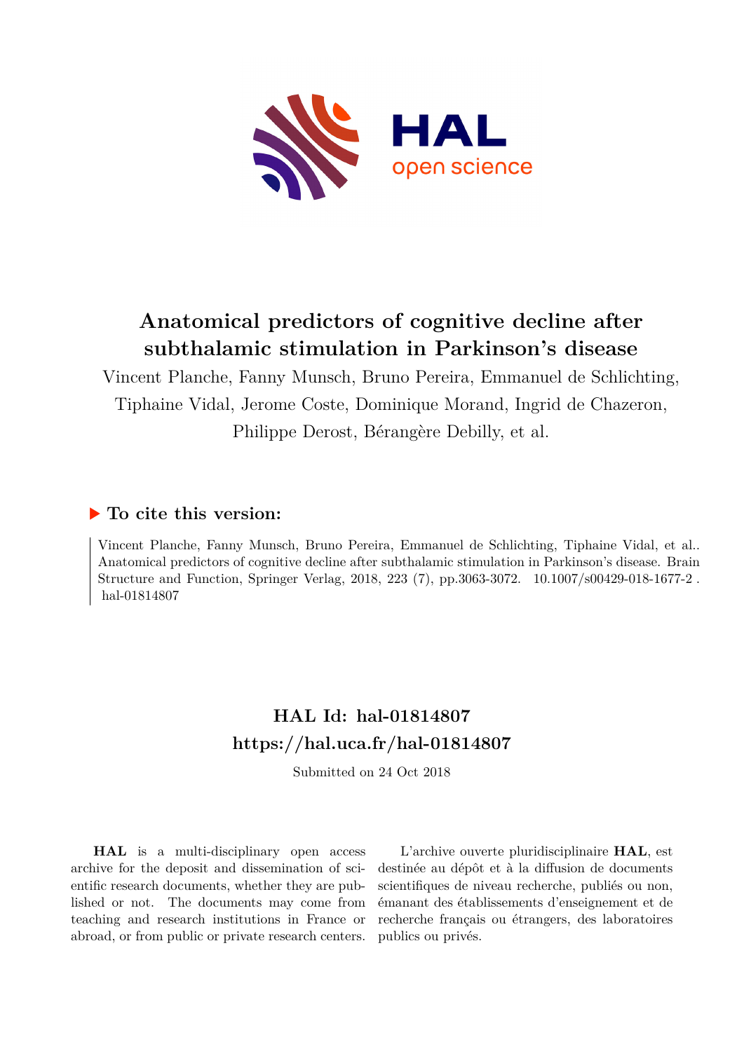# Anatomical predictors of cognitive decline after subthalamic stimulation in Parkinson's disease

Vincent Planche, Fanny Munsch, Bruno Pereira, Emmanuel de Schlichting, Tiphaine Vidal, Jerome Coste, Dominique Morand, Ingrid de Chazeron, Philippe Derost, Bérangère Debilly, et al.

## ▶ To cite this version:

Vincent Planche, Fanny Munsch, Bruno Pereira, Emmanuel de Schlichting, Tiphaine Vidal, et al.. Anatomical predictors of cognitive decline after subthalamic stimulation in Parkinson's disease. Brain Structure and Function, Springer Verlag, 2018, 223 (7), pp.3063-3072. 10.1007/s00429-018-1677-2 . hal-01814807

## HAL Id: hal-01814807
## https://hal.uca.fr/hal-01814807

Submitted on 24 Oct 2018

**HAL** is a multi-disciplinary open access archive for the deposit and dissemination of scientific research documents, whether they are published or not. The documents may come from teaching and research institutions in France or abroad, or from public or private research centers.

L'archive ouverte pluridisciplinaire **HAL**, est destinée au dépôt et à la diffusion de documents scientifiques de niveau recherche, publiés ou non, émanant des établissements d'enseignement et de recherche français ou étrangers, des laboratoires publics ou privés.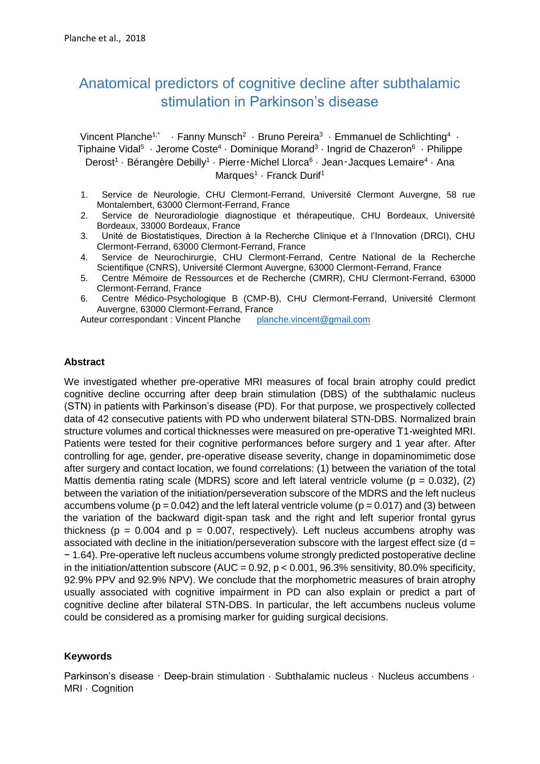# Anatomical predictors of cognitive decline after subthalamic stimulation in Parkinson's disease

Vincent Planche[1,*] · Fanny Munsch[2] · Bruno Pereira[3] · Emmanuel de Schlichting[4] · Tiphaine Vidal[5] · Jerome Coste[4] · Dominique Morand[3] · Ingrid de Chazeron[6] · Philippe Derost[1] · Bérangère Debilly[1] · Pierre‑Michel Llorca[6] · Jean‑Jacques Lemaire[4] · Ana Marques[1] · Franck Durif[1]

1. Service de Neurologie, CHU Clermont-Ferrand, Université Clermont Auvergne, 58 rue Montalembert, 63000 Clermont-Ferrand, France
2. Service de Neuroradiologie diagnostique et thérapeutique, CHU Bordeaux, Université Bordeaux, 33000 Bordeaux, France
3. Unité de Biostatistiques, Direction à la Recherche Clinique et à l'Innovation (DRCI), CHU Clermont-Ferrand, 63000 Clermont-Ferrand, France
4. Service de Neurochirurgie, CHU Clermont-Ferrand, Centre National de la Recherche Scientifique (CNRS), Université Clermont Auvergne, 63000 Clermont-Ferrand, France
5. Centre Mémoire de Ressources et de Recherche (CMRR), CHU Clermont-Ferrand, 63000 Clermont-Ferrand, France
6. Centre Médico-Psychologique B (CMP-B), CHU Clermont-Ferrand, Université Clermont Auvergne, 63000 Clermont-Ferrand, France

Auteur correspondant : Vincent Planche planche.vincent@gmail.com

## Abstract

We investigated whether pre-operative MRI measures of focal brain atrophy could predict cognitive decline occurring after deep brain stimulation (DBS) of the subthalamic nucleus (STN) in patients with Parkinson's disease (PD). For that purpose, we prospectively collected data of 42 consecutive patients with PD who underwent bilateral STN-DBS. Normalized brain structure volumes and cortical thicknesses were measured on pre-operative T1-weighted MRI. Patients were tested for their cognitive performances before surgery and 1 year after. After controlling for age, gender, pre-operative disease severity, change in dopaminomimetic dose after surgery and contact location, we found correlations: (1) between the variation of the total Mattis dementia rating scale (MDRS) score and left lateral ventricle volume ($p = 0.032$), (2) between the variation of the initiation/perseveration subscore of the MDRS and the left nucleus accumbens volume ($p = 0.042$) and the left lateral ventricle volume ($p = 0.017$) and (3) between the variation of the backward digit-span task and the right and left superior frontal gyrus thickness ($p = 0.004$ and $p = 0.007$, respectively). Left nucleus accumbens atrophy was associated with decline in the initiation/perseveration subscore with the largest effect size ($d = -1.64$). Pre-operative left nucleus accumbens volume strongly predicted postoperative decline in the initiation/attention subscore (AUC = 0.92, $p < 0.001$, 96.3% sensitivity, 80.0% specificity, 92.9% PPV and 92.9% NPV). We conclude that the morphometric measures of brain atrophy usually associated with cognitive impairment in PD can also explain or predict a part of cognitive decline after bilateral STN-DBS. In particular, the left accumbens nucleus volume could be considered as a promising marker for guiding surgical decisions.

## Keywords

Parkinson's disease · Deep-brain stimulation · Subthalamic nucleus · Nucleus accumbens · MRI · Cognition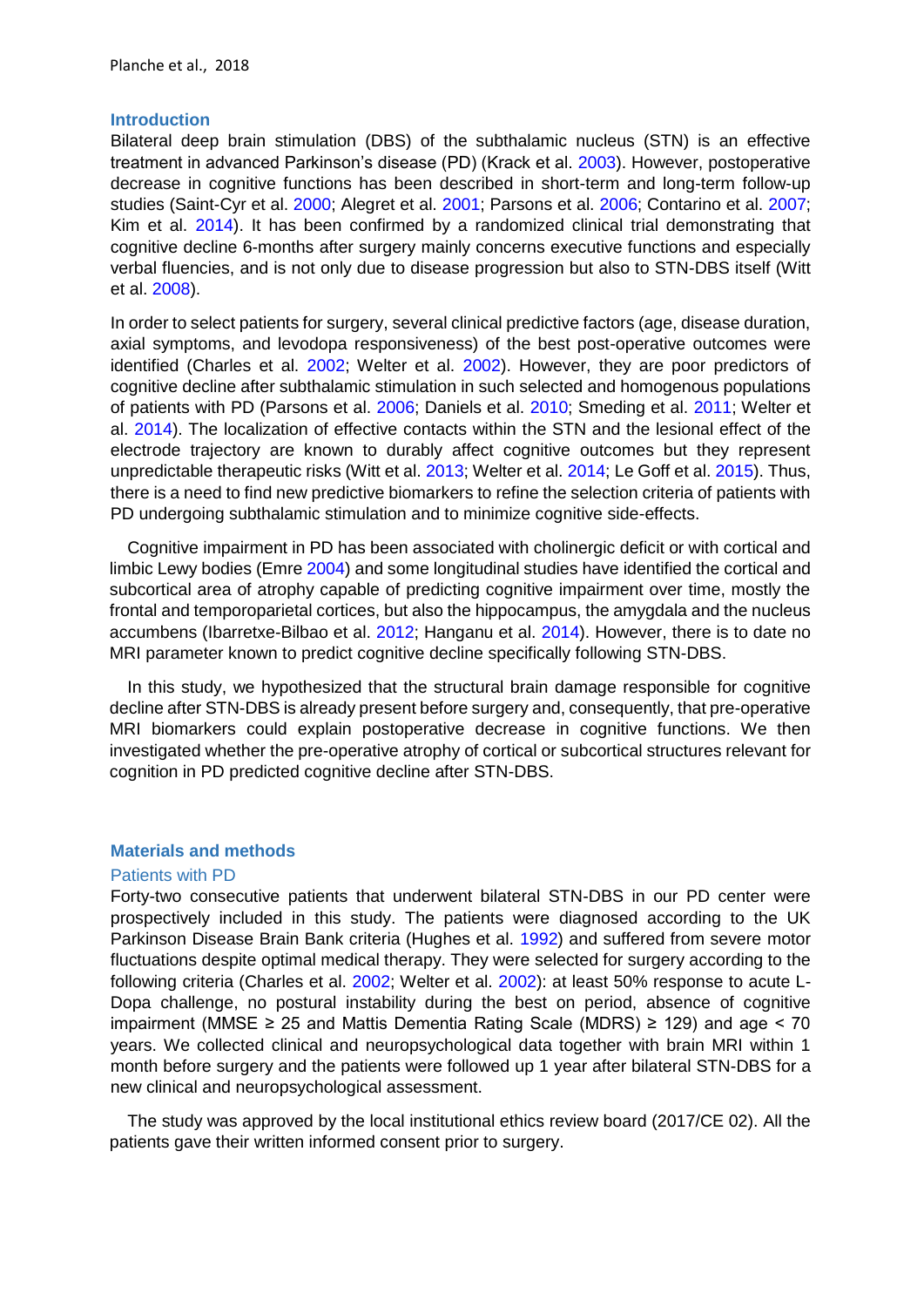## Introduction

Bilateral deep brain stimulation (DBS) of the subthalamic nucleus (STN) is an effective treatment in advanced Parkinson's disease (PD) (Krack et al. 2003). However, postoperative decrease in cognitive functions has been described in short-term and long-term follow-up studies (Saint-Cyr et al. 2000; Alegret et al. 2001; Parsons et al. 2006; Contarino et al. 2007; Kim et al. 2014). It has been confirmed by a randomized clinical trial demonstrating that cognitive decline 6-months after surgery mainly concerns executive functions and especially verbal fluencies, and is not only due to disease progression but also to STN-DBS itself (Witt et al. 2008).

In order to select patients for surgery, several clinical predictive factors (age, disease duration, axial symptoms, and levodopa responsiveness) of the best post-operative outcomes were identified (Charles et al. 2002; Welter et al. 2002). However, they are poor predictors of cognitive decline after subthalamic stimulation in such selected and homogenous populations of patients with PD (Parsons et al. 2006; Daniels et al. 2010; Smeding et al. 2011; Welter et al. 2014). The localization of effective contacts within the STN and the lesional effect of the electrode trajectory are known to durably affect cognitive outcomes but they represent unpredictable therapeutic risks (Witt et al. 2013; Welter et al. 2014; Le Goff et al. 2015). Thus, there is a need to find new predictive biomarkers to refine the selection criteria of patients with PD undergoing subthalamic stimulation and to minimize cognitive side-effects.

Cognitive impairment in PD has been associated with cholinergic deficit or with cortical and limbic Lewy bodies (Emre 2004) and some longitudinal studies have identified the cortical and subcortical area of atrophy capable of predicting cognitive impairment over time, mostly the frontal and temporoparietal cortices, but also the hippocampus, the amygdala and the nucleus accumbens (Ibarretxe-Bilbao et al. 2012; Hanganu et al. 2014). However, there is to date no MRI parameter known to predict cognitive decline specifically following STN-DBS.

In this study, we hypothesized that the structural brain damage responsible for cognitive decline after STN-DBS is already present before surgery and, consequently, that pre-operative MRI biomarkers could explain postoperative decrease in cognitive functions. We then investigated whether the pre-operative atrophy of cortical or subcortical structures relevant for cognition in PD predicted cognitive decline after STN-DBS.

## Materials and methods

### Patients with PD

Forty-two consecutive patients that underwent bilateral STN-DBS in our PD center were prospectively included in this study. The patients were diagnosed according to the UK Parkinson Disease Brain Bank criteria (Hughes et al. 1992) and suffered from severe motor fluctuations despite optimal medical therapy. They were selected for surgery according to the following criteria (Charles et al. 2002; Welter et al. 2002): at least 50% response to acute L-Dopa challenge, no postural instability during the best on period, absence of cognitive impairment (MMSE ≥ 25 and Mattis Dementia Rating Scale (MDRS) ≥ 129) and age < 70 years. We collected clinical and neuropsychological data together with brain MRI within 1 month before surgery and the patients were followed up 1 year after bilateral STN-DBS for a new clinical and neuropsychological assessment.

The study was approved by the local institutional ethics review board (2017/CE 02). All the patients gave their written informed consent prior to surgery.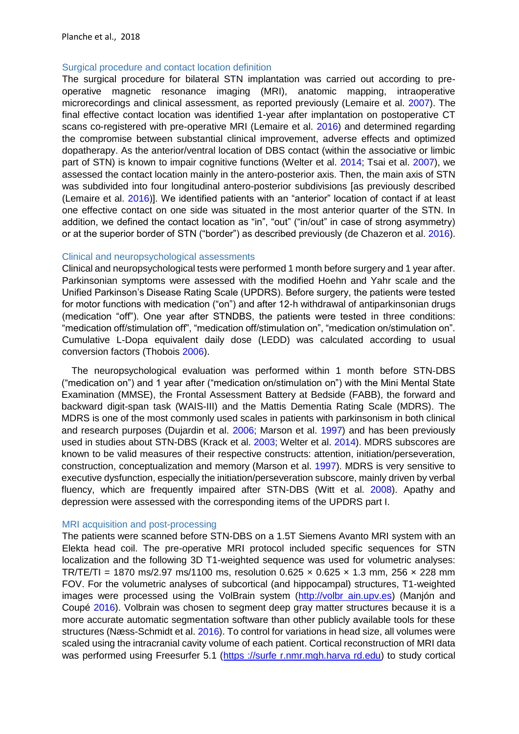### Surgical procedure and contact location definition

The surgical procedure for bilateral STN implantation was carried out according to pre-operative magnetic resonance imaging (MRI), anatomic mapping, intraoperative microrecordings and clinical assessment, as reported previously (Lemaire et al. 2007). The final effective contact location was identified 1-year after implantation on postoperative CT scans co-registered with pre-operative MRI (Lemaire et al. 2016) and determined regarding the compromise between substantial clinical improvement, adverse effects and optimized dopatherapy. As the anterior/ventral location of DBS contact (within the associative or limbic part of STN) is known to impair cognitive functions (Welter et al. 2014; Tsai et al. 2007), we assessed the contact location mainly in the antero-posterior axis. Then, the main axis of STN was subdivided into four longitudinal antero-posterior subdivisions [as previously described (Lemaire et al. 2016)]. We identified patients with an "anterior" location of contact if at least one effective contact on one side was situated in the most anterior quarter of the STN. In addition, we defined the contact location as "in", "out" ("in/out" in case of strong asymmetry) or at the superior border of STN ("border") as described previously (de Chazeron et al. 2016).

### Clinical and neuropsychological assessments

Clinical and neuropsychological tests were performed 1 month before surgery and 1 year after. Parkinsonian symptoms were assessed with the modified Hoehn and Yahr scale and the Unified Parkinson's Disease Rating Scale (UPDRS). Before surgery, the patients were tested for motor functions with medication ("on") and after 12-h withdrawal of antiparkinsonian drugs (medication "off"). One year after STNDBS, the patients were tested in three conditions: "medication off/stimulation off", "medication off/stimulation on", "medication on/stimulation on". Cumulative L-Dopa equivalent daily dose (LEDD) was calculated according to usual conversion factors (Thobois 2006).

The neuropsychological evaluation was performed within 1 month before STN-DBS ("medication on") and 1 year after ("medication on/stimulation on") with the Mini Mental State Examination (MMSE), the Frontal Assessment Battery at Bedside (FABB), the forward and backward digit-span task (WAIS-III) and the Mattis Dementia Rating Scale (MDRS). The MDRS is one of the most commonly used scales in patients with parkinsonism in both clinical and research purposes (Dujardin et al. 2006; Marson et al. 1997) and has been previously used in studies about STN-DBS (Krack et al. 2003; Welter et al. 2014). MDRS subscores are known to be valid measures of their respective constructs: attention, initiation/perseveration, construction, conceptualization and memory (Marson et al. 1997). MDRS is very sensitive to executive dysfunction, especially the initiation/perseveration subscore, mainly driven by verbal fluency, which are frequently impaired after STN-DBS (Witt et al. 2008). Apathy and depression were assessed with the corresponding items of the UPDRS part I.

### MRI acquisition and post-processing

The patients were scanned before STN-DBS on a 1.5T Siemens Avanto MRI system with an Elekta head coil. The pre-operative MRI protocol included specific sequences for STN localization and the following 3D T1-weighted sequence was used for volumetric analyses: TR/TE/TI = 1870 ms/2.97 ms/1100 ms, resolution 0.625 × 0.625 × 1.3 mm, 256 × 228 mm FOV. For the volumetric analyses of subcortical (and hippocampal) structures, T1-weighted images were processed using the VolBrain system (http://volbrain.upv.es) (Manjón and Coupé 2016). Volbrain was chosen to segment deep gray matter structures because it is a more accurate automatic segmentation software than other publicly available tools for these structures (Næss-Schmidt et al. 2016). To control for variations in head size, all volumes were scaled using the intracranial cavity volume of each patient. Cortical reconstruction of MRI data was performed using Freesurfer 5.1 (https://surfer.nmr.mgh.harvard.edu) to study cortical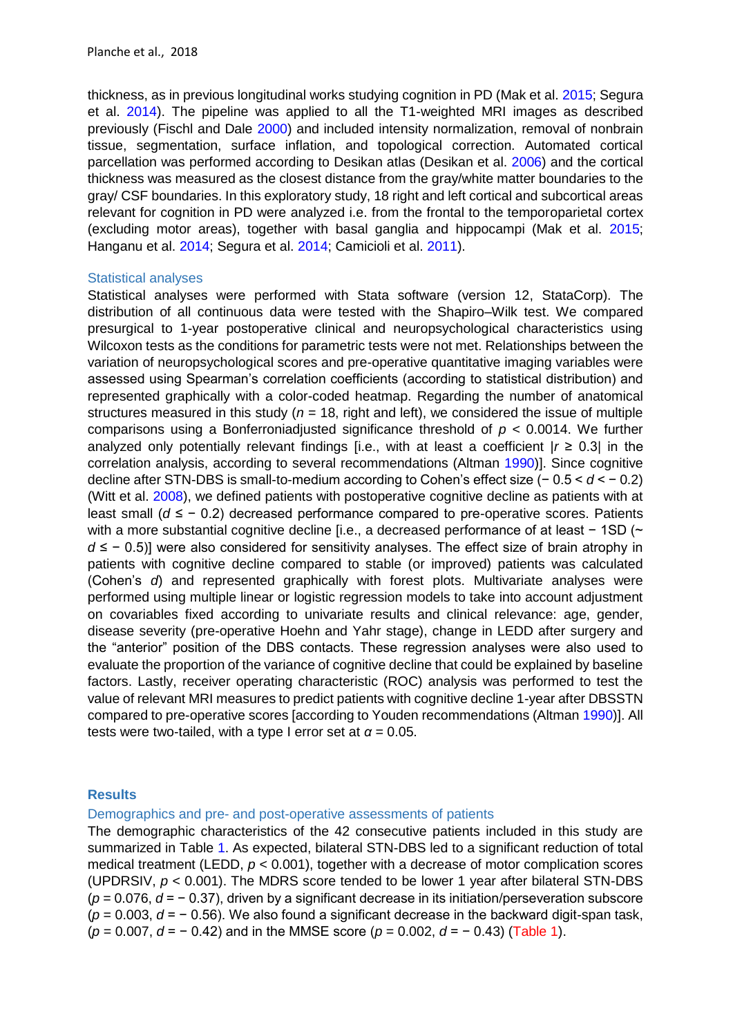thickness, as in previous longitudinal works studying cognition in PD (Mak et al. 2015; Segura et al. 2014). The pipeline was applied to all the T1-weighted MRI images as described previously (Fischl and Dale 2000) and included intensity normalization, removal of nonbrain tissue, segmentation, surface inflation, and topological correction. Automated cortical parcellation was performed according to Desikan atlas (Desikan et al. 2006) and the cortical thickness was measured as the closest distance from the gray/white matter boundaries to the gray/ CSF boundaries. In this exploratory study, 18 right and left cortical and subcortical areas relevant for cognition in PD were analyzed i.e. from the frontal to the temporoparietal cortex (excluding motor areas), together with basal ganglia and hippocampi (Mak et al. 2015; Hanganu et al. 2014; Segura et al. 2014; Camicioli et al. 2011).

### Statistical analyses

Statistical analyses were performed with Stata software (version 12, StataCorp). The distribution of all continuous data were tested with the Shapiro–Wilk test. We compared presurgical to 1-year postoperative clinical and neuropsychological characteristics using Wilcoxon tests as the conditions for parametric tests were not met. Relationships between the variation of neuropsychological scores and pre-operative quantitative imaging variables were assessed using Spearman's correlation coefficients (according to statistical distribution) and represented graphically with a color-coded heatmap. Regarding the number of anatomical structures measured in this study ($n$ = 18, right and left), we considered the issue of multiple comparisons using a Bonferroniadjusted significance threshold of $p < 0.0014$. We further analyzed only potentially relevant findings [i.e., with at least a coefficient $|r \geq 0.3|$ in the correlation analysis, according to several recommendations (Altman 1990)]. Since cognitive decline after STN-DBS is small-to-medium according to Cohen's effect size ($-0.5 < d < -0.2$) (Witt et al. 2008), we defined patients with postoperative cognitive decline as patients with at least small ($d \leq -0.2$) decreased performance compared to pre-operative scores. Patients with a more substantial cognitive decline [i.e., a decreased performance of at least − 1SD ($\sim d \leq -0.5$)] were also considered for sensitivity analyses. The effect size of brain atrophy in patients with cognitive decline compared to stable (or improved) patients was calculated (Cohen's $d$) and represented graphically with forest plots. Multivariate analyses were performed using multiple linear or logistic regression models to take into account adjustment on covariables fixed according to univariate results and clinical relevance: age, gender, disease severity (pre-operative Hoehn and Yahr stage), change in LEDD after surgery and the "anterior" position of the DBS contacts. These regression analyses were also used to evaluate the proportion of the variance of cognitive decline that could be explained by baseline factors. Lastly, receiver operating characteristic (ROC) analysis was performed to test the value of relevant MRI measures to predict patients with cognitive decline 1-year after DBSSTN compared to pre-operative scores [according to Youden recommendations (Altman 1990)]. All tests were two-tailed, with a type I error set at $\alpha = 0.05$.

## Results

### Demographics and pre- and post-operative assessments of patients

The demographic characteristics of the 42 consecutive patients included in this study are summarized in Table 1. As expected, bilateral STN-DBS led to a significant reduction of total medical treatment (LEDD, $p < 0.001$), together with a decrease of motor complication scores (UPDRSIV, $p < 0.001$). The MDRS score tended to be lower 1 year after bilateral STN-DBS ($p = 0.076$, $d = -0.37$), driven by a significant decrease in its initiation/perseveration subscore ($p = 0.003$, $d = -0.56$). We also found a significant decrease in the backward digit-span task, ($p = 0.007$, $d = -0.42$) and in the MMSE score ($p = 0.002$, $d = -0.43$) (Table 1).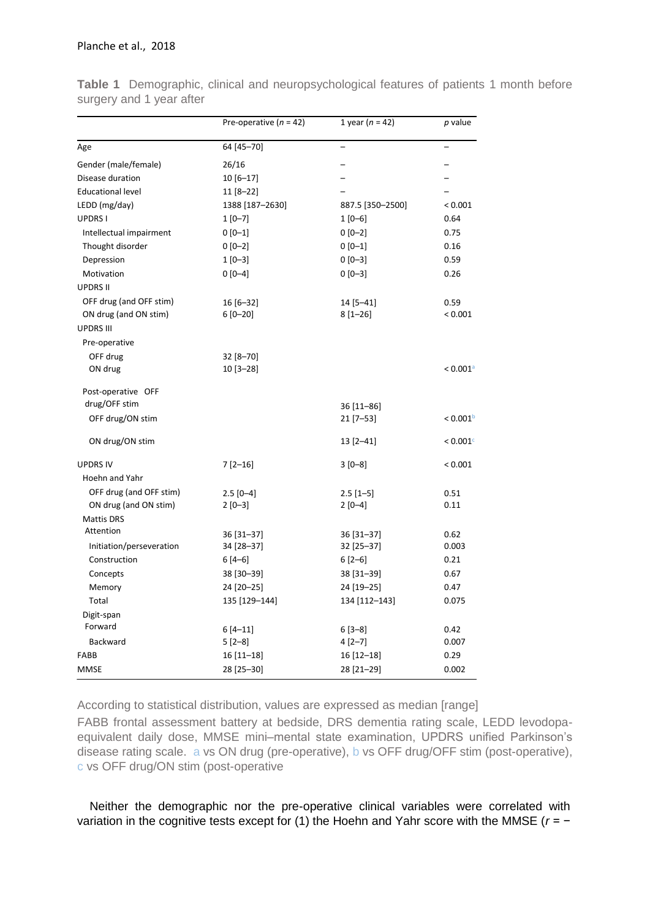**Table 1** Demographic, clinical and neuropsychological features of patients 1 month before surgery and 1 year after

| | Pre-operative ($n$ = 42) | 1 year ($n$ = 42) | $p$ value |
|---|---|---|---|
| Age | 64 [45–70] | – | – |
| Gender (male/female) | 26/16 | – | – |
| Disease duration | 10 [6–17] | – | – |
| Educational level | 11 [8–22] | – | – |
| LEDD (mg/day) | 1388 [187–2630] | 887.5 [350–2500] | < 0.001 |
| UPDRS I | 1 [0–7] | 1 [0–6] | 0.64 |
| Intellectual impairment | 0 [0–1] | 0 [0–2] | 0.75 |
| Thought disorder | 0 [0–2] | 0 [0–1] | 0.16 |
| Depression | 1 [0–3] | 0 [0–3] | 0.59 |
| Motivation | 0 [0–4] | 0 [0–3] | 0.26 |
| UPDRS II | | | |
| OFF drug (and OFF stim) | 16 [6–32] | 14 [5–41] | 0.59 |
| ON drug (and ON stim) | 6 [0–20] | 8 [1–26] | < 0.001 |
| UPDRS III | | | |
| Pre-operative | | | |
| OFF drug | 32 [8–70] | | |
| ON drug | 10 [3–28] | | < 0.001[a] |
| Post-operative OFF drug/OFF stim | | 36 [11–86] | |
| OFF drug/ON stim | | 21 [7–53] | < 0.001[b] |
| ON drug/ON stim | | 13 [2–41] | < 0.001[c] |
| UPDRS IV | 7 [2–16] | 3 [0–8] | < 0.001 |
| Hoehn and Yahr | | | |
| OFF drug (and OFF stim) | 2.5 [0–4] | 2.5 [1–5] | 0.51 |
| ON drug (and ON stim) | 2 [0–3] | 2 [0–4] | 0.11 |
| Mattis DRS | | | |
| Attention | 36 [31–37] | 36 [31–37] | 0.62 |
| Initiation/perseveration | 34 [28–37] | 32 [25–37] | 0.003 |
| Construction | 6 [4–6] | 6 [2–6] | 0.21 |
| Concepts | 38 [30–39] | 38 [31–39] | 0.67 |
| Memory | 24 [20–25] | 24 [19–25] | 0.47 |
| Total | 135 [129–144] | 134 [112–143] | 0.075 |
| Digit-span | | | |
| Forward | 6 [4–11] | 6 [3–8] | 0.42 |
| Backward | 5 [2–8] | 4 [2–7] | 0.007 |
| FABB | 16 [11–18] | 16 [12–18] | 0.29 |
| MMSE | 28 [25–30] | 28 [21–29] | 0.002 |

According to statistical distribution, values are expressed as median [range]

FABB frontal assessment battery at bedside, DRS dementia rating scale, LEDD levodopa-equivalent daily dose, MMSE mini–mental state examination, UPDRS unified Parkinson's disease rating scale. a vs ON drug (pre-operative), b vs OFF drug/OFF stim (post-operative), c vs OFF drug/ON stim (post-operative

Neither the demographic nor the pre-operative clinical variables were correlated with variation in the cognitive tests except for (1) the Hoehn and Yahr score with the MMSE ($r$ = −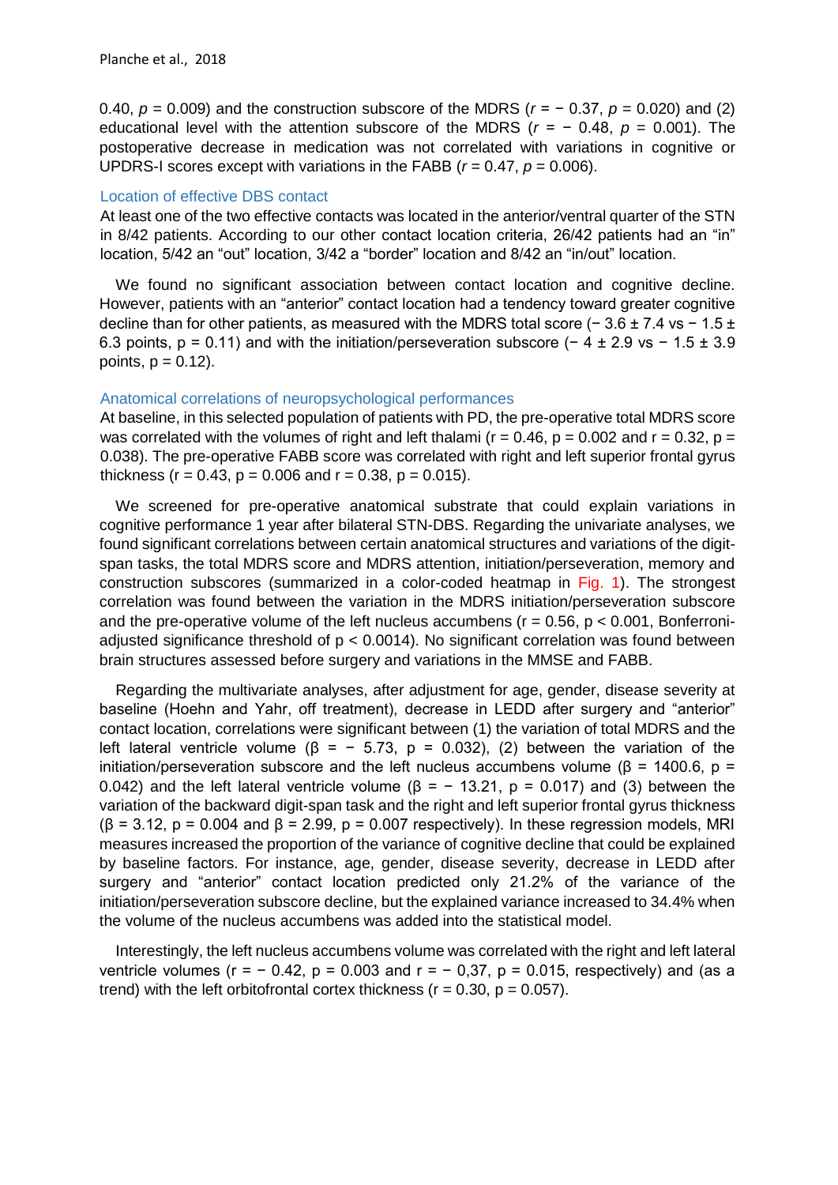0.40, $p = 0.009$) and the construction subscore of the MDRS ($r = -0.37$, $p = 0.020$) and (2) educational level with the attention subscore of the MDRS ($r = -0.48$, $p = 0.001$). The postoperative decrease in medication was not correlated with variations in cognitive or UPDRS-I scores except with variations in the FABB ($r = 0.47$, $p = 0.006$).

### Location of effective DBS contact

At least one of the two effective contacts was located in the anterior/ventral quarter of the STN in 8/42 patients. According to our other contact location criteria, 26/42 patients had an "in" location, 5/42 an "out" location, 3/42 a "border" location and 8/42 an "in/out" location.

We found no significant association between contact location and cognitive decline. However, patients with an "anterior" contact location had a tendency toward greater cognitive decline than for other patients, as measured with the MDRS total score ($-3.6 \pm 7.4$ vs $-1.5 \pm 6.3$ points, $p = 0.11$) and with the initiation/perseveration subscore ($-4 \pm 2.9$ vs $-1.5 \pm 3.9$ points, $p = 0.12$).

### Anatomical correlations of neuropsychological performances

At baseline, in this selected population of patients with PD, the pre-operative total MDRS score was correlated with the volumes of right and left thalami ($r = 0.46$, $p = 0.002$ and $r = 0.32$, $p = 0.038$). The pre-operative FABB score was correlated with right and left superior frontal gyrus thickness ($r = 0.43$, $p = 0.006$ and $r = 0.38$, $p = 0.015$).

We screened for pre-operative anatomical substrate that could explain variations in cognitive performance 1 year after bilateral STN-DBS. Regarding the univariate analyses, we found significant correlations between certain anatomical structures and variations of the digit-span tasks, the total MDRS score and MDRS attention, initiation/perseveration, memory and construction subscores (summarized in a color-coded heatmap in Fig. 1). The strongest correlation was found between the variation in the MDRS initiation/perseveration subscore and the pre-operative volume of the left nucleus accumbens ($r = 0.56$, $p < 0.001$, Bonferroni-adjusted significance threshold of $p < 0.0014$). No significant correlation was found between brain structures assessed before surgery and variations in the MMSE and FABB.

Regarding the multivariate analyses, after adjustment for age, gender, disease severity at baseline (Hoehn and Yahr, off treatment), decrease in LEDD after surgery and "anterior" contact location, correlations were significant between (1) the variation of total MDRS and the left lateral ventricle volume ($\beta = -5.73$, $p = 0.032$), (2) between the variation of the initiation/perseveration subscore and the left nucleus accumbens volume ($\beta = 1400.6$, $p = 0.042$) and the left lateral ventricle volume ($\beta = -13.21$, $p = 0.017$) and (3) between the variation of the backward digit-span task and the right and left superior frontal gyrus thickness ($\beta = 3.12$, $p = 0.004$ and $\beta = 2.99$, $p = 0.007$ respectively). In these regression models, MRI measures increased the proportion of the variance of cognitive decline that could be explained by baseline factors. For instance, age, gender, disease severity, decrease in LEDD after surgery and "anterior" contact location predicted only 21.2% of the variance of the initiation/perseveration subscore decline, but the explained variance increased to 34.4% when the volume of the nucleus accumbens was added into the statistical model.

Interestingly, the left nucleus accumbens volume was correlated with the right and left lateral ventricle volumes ($r = -0.42$, $p = 0.003$ and $r = -0{,}37$, $p = 0.015$, respectively) and (as a trend) with the left orbitofrontal cortex thickness ($r = 0.30$, $p = 0.057$).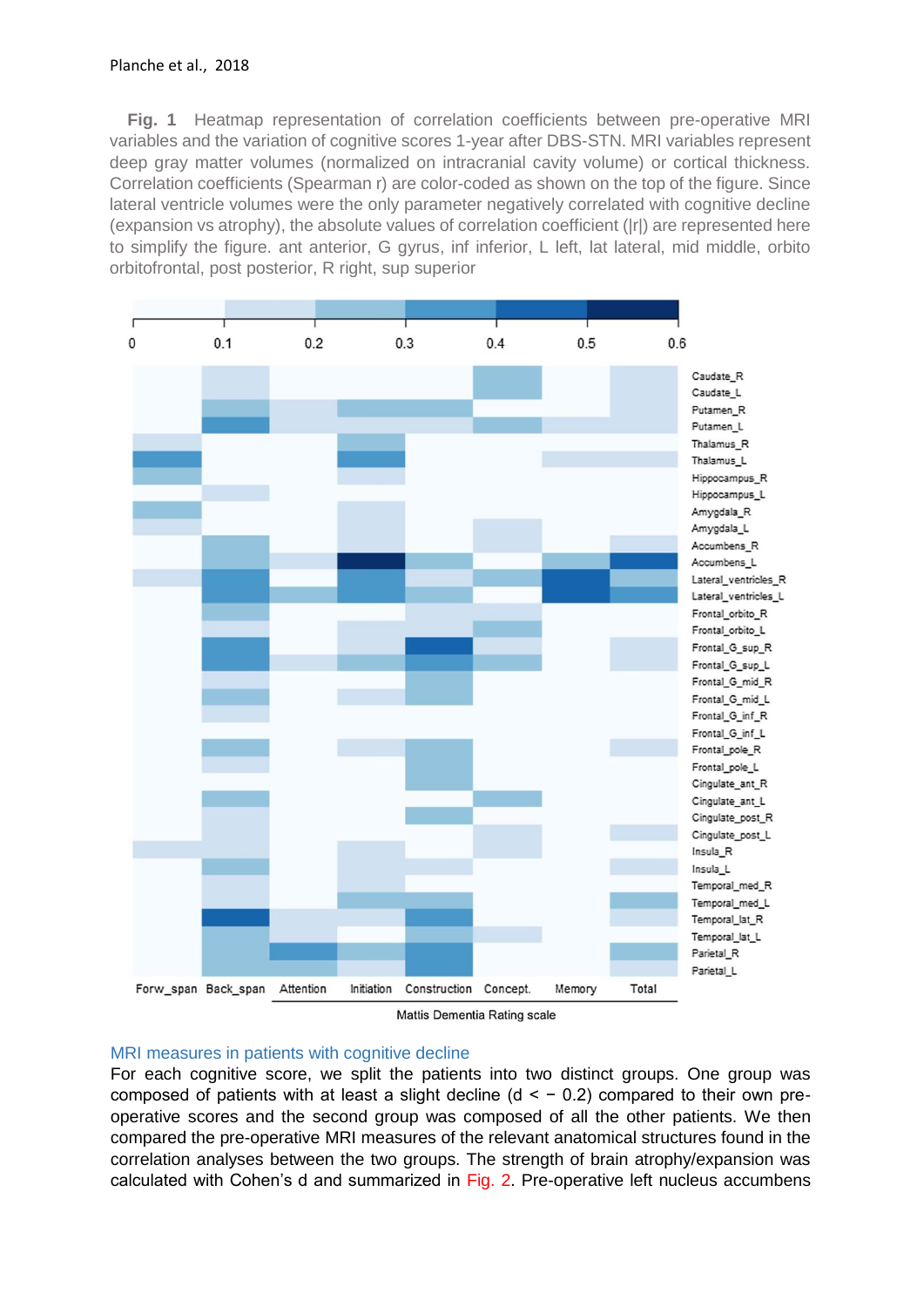**Fig. 1** Heatmap representation of correlation coefficients between pre-operative MRI variables and the variation of cognitive scores 1-year after DBS-STN. MRI variables represent deep gray matter volumes (normalized on intracranial cavity volume) or cortical thickness. Correlation coefficients (Spearman r) are color-coded as shown on the top of the figure. Since lateral ventricle volumes were the only parameter negatively correlated with cognitive decline (expansion vs atrophy), the absolute values of correlation coefficient (|r|) are represented here to simplify the figure. ant anterior, G gyrus, inf inferior, L left, lat lateral, mid middle, orbito orbitofrontal, post posterior, R right, sup superior

## MRI measures in patients with cognitive decline

For each cognitive score, we split the patients into two distinct groups. One group was composed of patients with at least a slight decline ($d < -0.2$) compared to their own pre-operative scores and the second group was composed of all the other patients. We then compared the pre-operative MRI measures of the relevant anatomical structures found in the correlation analyses between the two groups. The strength of brain atrophy/expansion was calculated with Cohen's d and summarized in Fig. 2. Pre-operative left nucleus accumbens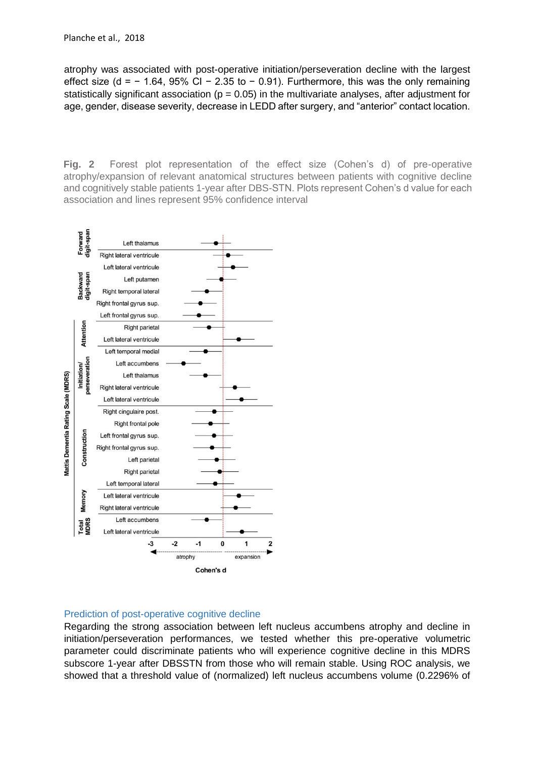atrophy was associated with post-operative initiation/perseveration decline with the largest effect size (d = − 1.64, 95% CI − 2.35 to − 0.91). Furthermore, this was the only remaining statistically significant association (p = 0.05) in the multivariate analyses, after adjustment for age, gender, disease severity, decrease in LEDD after surgery, and "anterior" contact location.

**Fig. 2** Forest plot representation of the effect size (Cohen's d) of pre-operative atrophy/expansion of relevant anatomical structures between patients with cognitive decline and cognitively stable patients 1-year after DBS-STN. Plots represent Cohen's d value for each association and lines represent 95% confidence interval

## Prediction of post-operative cognitive decline

Regarding the strong association between left nucleus accumbens atrophy and decline in initiation/perseveration performances, we tested whether this pre-operative volumetric parameter could discriminate patients who will experience cognitive decline in this MDRS subscore 1-year after DBSSTN from those who will remain stable. Using ROC analysis, we showed that a threshold value of (normalized) left nucleus accumbens volume (0.2296% of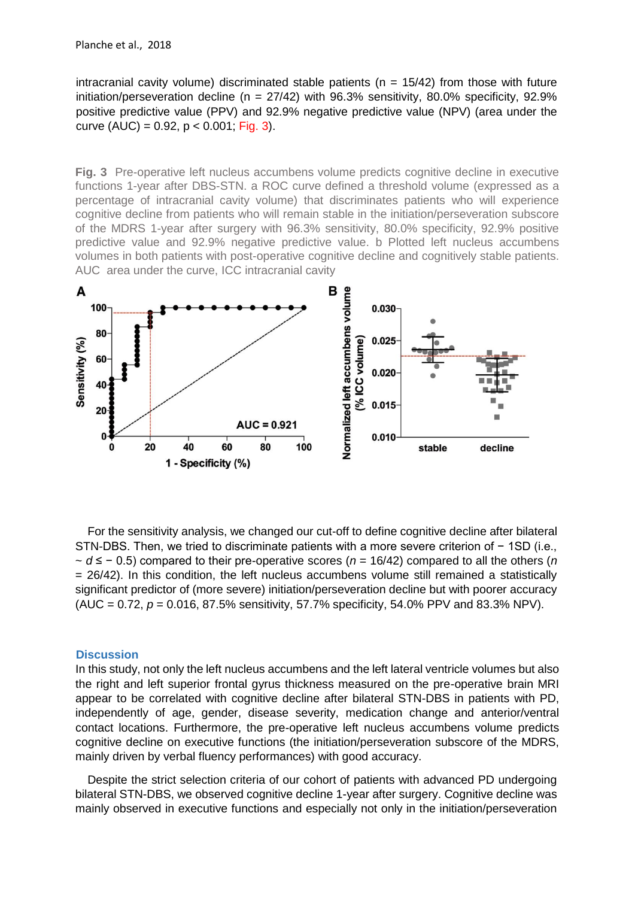intracranial cavity volume) discriminated stable patients (n = 15/42) from those with future initiation/perseveration decline (n = 27/42) with 96.3% sensitivity, 80.0% specificity, 92.9% positive predictive value (PPV) and 92.9% negative predictive value (NPV) (area under the curve (AUC) = 0.92, p < 0.001; Fig. 3).

**Fig. 3** Pre-operative left nucleus accumbens volume predicts cognitive decline in executive functions 1-year after DBS-STN. a ROC curve defined a threshold volume (expressed as a percentage of intracranial cavity volume) that discriminates patients who will experience cognitive decline from patients who will remain stable in the initiation/perseveration subscore of the MDRS 1-year after surgery with 96.3% sensitivity, 80.0% specificity, 92.9% positive predictive value and 92.9% negative predictive value. b Plotted left nucleus accumbens volumes in both patients with post-operative cognitive decline and cognitively stable patients. AUC area under the curve, ICC intracranial cavity

For the sensitivity analysis, we changed our cut-off to define cognitive decline after bilateral STN-DBS. Then, we tried to discriminate patients with a more severe criterion of − 1SD (i.e., ~ $d \leq -0.5$) compared to their pre-operative scores ($n = 16/42$) compared to all the others ($n = 26/42$). In this condition, the left nucleus accumbens volume still remained a statistically significant predictor of (more severe) initiation/perseveration decline but with poorer accuracy (AUC = 0.72, $p = 0.016$, 87.5% sensitivity, 57.7% specificity, 54.0% PPV and 83.3% NPV).

## Discussion

In this study, not only the left nucleus accumbens and the left lateral ventricle volumes but also the right and left superior frontal gyrus thickness measured on the pre-operative brain MRI appear to be correlated with cognitive decline after bilateral STN-DBS in patients with PD, independently of age, gender, disease severity, medication change and anterior/ventral contact locations. Furthermore, the pre-operative left nucleus accumbens volume predicts cognitive decline on executive functions (the initiation/perseveration subscore of the MDRS, mainly driven by verbal fluency performances) with good accuracy.

Despite the strict selection criteria of our cohort of patients with advanced PD undergoing bilateral STN-DBS, we observed cognitive decline 1-year after surgery. Cognitive decline was mainly observed in executive functions and especially not only in the initiation/perseveration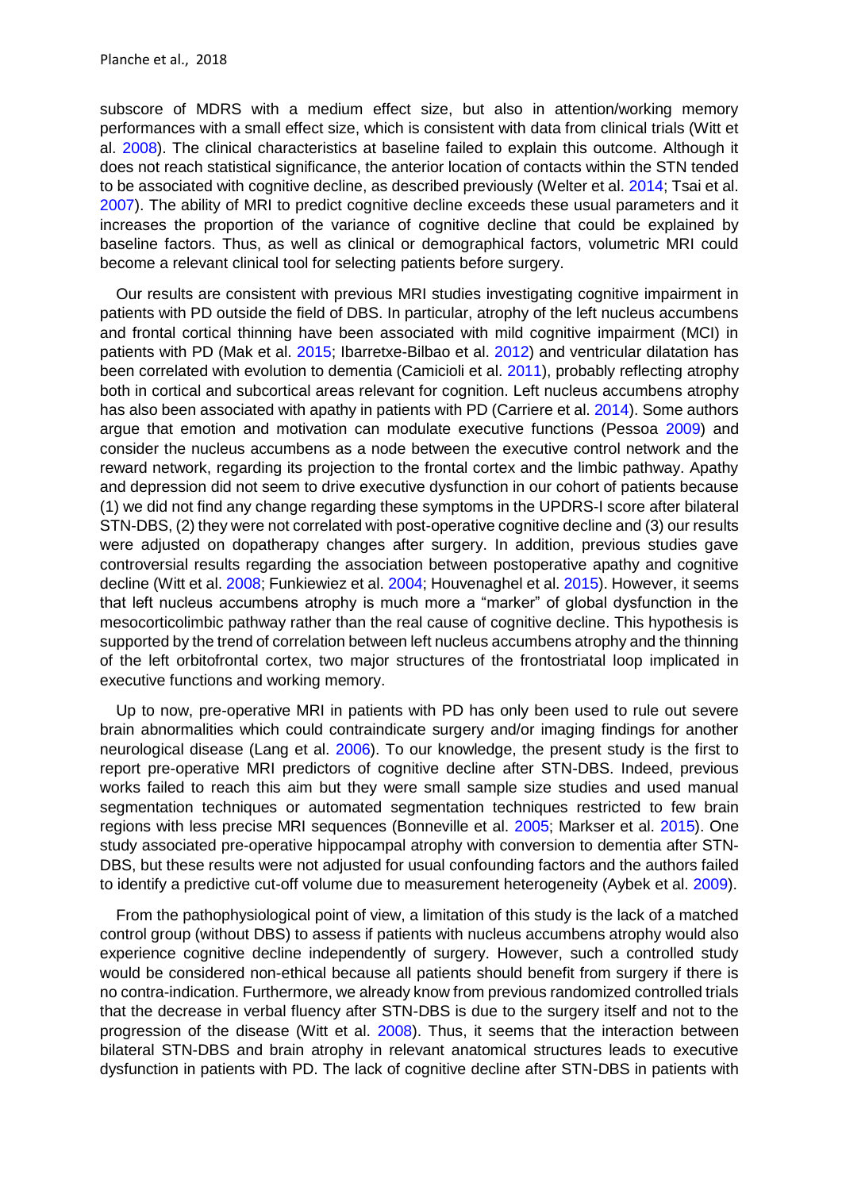subscore of MDRS with a medium effect size, but also in attention/working memory performances with a small effect size, which is consistent with data from clinical trials (Witt et al. 2008). The clinical characteristics at baseline failed to explain this outcome. Although it does not reach statistical significance, the anterior location of contacts within the STN tended to be associated with cognitive decline, as described previously (Welter et al. 2014; Tsai et al. 2007). The ability of MRI to predict cognitive decline exceeds these usual parameters and it increases the proportion of the variance of cognitive decline that could be explained by baseline factors. Thus, as well as clinical or demographical factors, volumetric MRI could become a relevant clinical tool for selecting patients before surgery.

Our results are consistent with previous MRI studies investigating cognitive impairment in patients with PD outside the field of DBS. In particular, atrophy of the left nucleus accumbens and frontal cortical thinning have been associated with mild cognitive impairment (MCI) in patients with PD (Mak et al. 2015; Ibarretxe-Bilbao et al. 2012) and ventricular dilatation has been correlated with evolution to dementia (Camicioli et al. 2011), probably reflecting atrophy both in cortical and subcortical areas relevant for cognition. Left nucleus accumbens atrophy has also been associated with apathy in patients with PD (Carriere et al. 2014). Some authors argue that emotion and motivation can modulate executive functions (Pessoa 2009) and consider the nucleus accumbens as a node between the executive control network and the reward network, regarding its projection to the frontal cortex and the limbic pathway. Apathy and depression did not seem to drive executive dysfunction in our cohort of patients because (1) we did not find any change regarding these symptoms in the UPDRS-I score after bilateral STN-DBS, (2) they were not correlated with post-operative cognitive decline and (3) our results were adjusted on dopatherapy changes after surgery. In addition, previous studies gave controversial results regarding the association between postoperative apathy and cognitive decline (Witt et al. 2008; Funkiewiez et al. 2004; Houvenaghel et al. 2015). However, it seems that left nucleus accumbens atrophy is much more a "marker" of global dysfunction in the mesocorticolimbic pathway rather than the real cause of cognitive decline. This hypothesis is supported by the trend of correlation between left nucleus accumbens atrophy and the thinning of the left orbitofrontal cortex, two major structures of the frontostriatal loop implicated in executive functions and working memory.

Up to now, pre-operative MRI in patients with PD has only been used to rule out severe brain abnormalities which could contraindicate surgery and/or imaging findings for another neurological disease (Lang et al. 2006). To our knowledge, the present study is the first to report pre-operative MRI predictors of cognitive decline after STN-DBS. Indeed, previous works failed to reach this aim but they were small sample size studies and used manual segmentation techniques or automated segmentation techniques restricted to few brain regions with less precise MRI sequences (Bonneville et al. 2005; Markser et al. 2015). One study associated pre-operative hippocampal atrophy with conversion to dementia after STN-DBS, but these results were not adjusted for usual confounding factors and the authors failed to identify a predictive cut-off volume due to measurement heterogeneity (Aybek et al. 2009).

From the pathophysiological point of view, a limitation of this study is the lack of a matched control group (without DBS) to assess if patients with nucleus accumbens atrophy would also experience cognitive decline independently of surgery. However, such a controlled study would be considered non-ethical because all patients should benefit from surgery if there is no contra-indication. Furthermore, we already know from previous randomized controlled trials that the decrease in verbal fluency after STN-DBS is due to the surgery itself and not to the progression of the disease (Witt et al. 2008). Thus, it seems that the interaction between bilateral STN-DBS and brain atrophy in relevant anatomical structures leads to executive dysfunction in patients with PD. The lack of cognitive decline after STN-DBS in patients with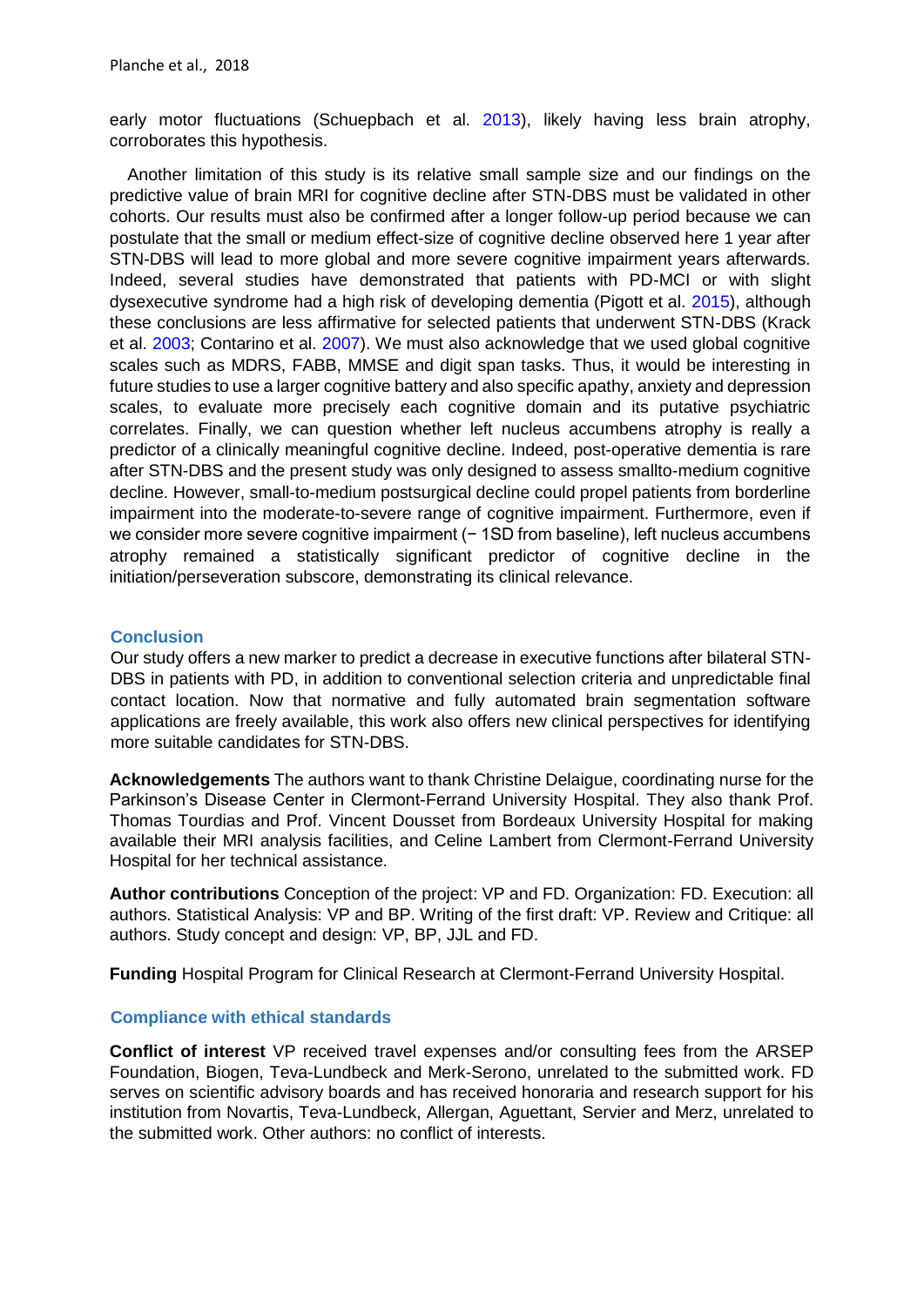early motor fluctuations (Schuepbach et al. 2013), likely having less brain atrophy, corroborates this hypothesis.

Another limitation of this study is its relative small sample size and our findings on the predictive value of brain MRI for cognitive decline after STN-DBS must be validated in other cohorts. Our results must also be confirmed after a longer follow-up period because we can postulate that the small or medium effect-size of cognitive decline observed here 1 year after STN-DBS will lead to more global and more severe cognitive impairment years afterwards. Indeed, several studies have demonstrated that patients with PD-MCI or with slight dysexecutive syndrome had a high risk of developing dementia (Pigott et al. 2015), although these conclusions are less affirmative for selected patients that underwent STN-DBS (Krack et al. 2003; Contarino et al. 2007). We must also acknowledge that we used global cognitive scales such as MDRS, FABB, MMSE and digit span tasks. Thus, it would be interesting in future studies to use a larger cognitive battery and also specific apathy, anxiety and depression scales, to evaluate more precisely each cognitive domain and its putative psychiatric correlates. Finally, we can question whether left nucleus accumbens atrophy is really a predictor of a clinically meaningful cognitive decline. Indeed, post-operative dementia is rare after STN-DBS and the present study was only designed to assess smallto-medium cognitive decline. However, small-to-medium postsurgical decline could propel patients from borderline impairment into the moderate-to-severe range of cognitive impairment. Furthermore, even if we consider more severe cognitive impairment (− 1SD from baseline), left nucleus accumbens atrophy remained a statistically significant predictor of cognitive decline in the initiation/perseveration subscore, demonstrating its clinical relevance.

## Conclusion

Our study offers a new marker to predict a decrease in executive functions after bilateral STN-DBS in patients with PD, in addition to conventional selection criteria and unpredictable final contact location. Now that normative and fully automated brain segmentation software applications are freely available, this work also offers new clinical perspectives for identifying more suitable candidates for STN-DBS.

**Acknowledgements** The authors want to thank Christine Delaigue, coordinating nurse for the Parkinson's Disease Center in Clermont-Ferrand University Hospital. They also thank Prof. Thomas Tourdias and Prof. Vincent Dousset from Bordeaux University Hospital for making available their MRI analysis facilities, and Celine Lambert from Clermont-Ferrand University Hospital for her technical assistance.

**Author contributions** Conception of the project: VP and FD. Organization: FD. Execution: all authors. Statistical Analysis: VP and BP. Writing of the first draft: VP. Review and Critique: all authors. Study concept and design: VP, BP, JJL and FD.

**Funding** Hospital Program for Clinical Research at Clermont-Ferrand University Hospital.

## Compliance with ethical standards

**Conflict of interest** VP received travel expenses and/or consulting fees from the ARSEP Foundation, Biogen, Teva-Lundbeck and Merk-Serono, unrelated to the submitted work. FD serves on scientific advisory boards and has received honoraria and research support for his institution from Novartis, Teva-Lundbeck, Allergan, Aguettant, Servier and Merz, unrelated to the submitted work. Other authors: no conflict of interests.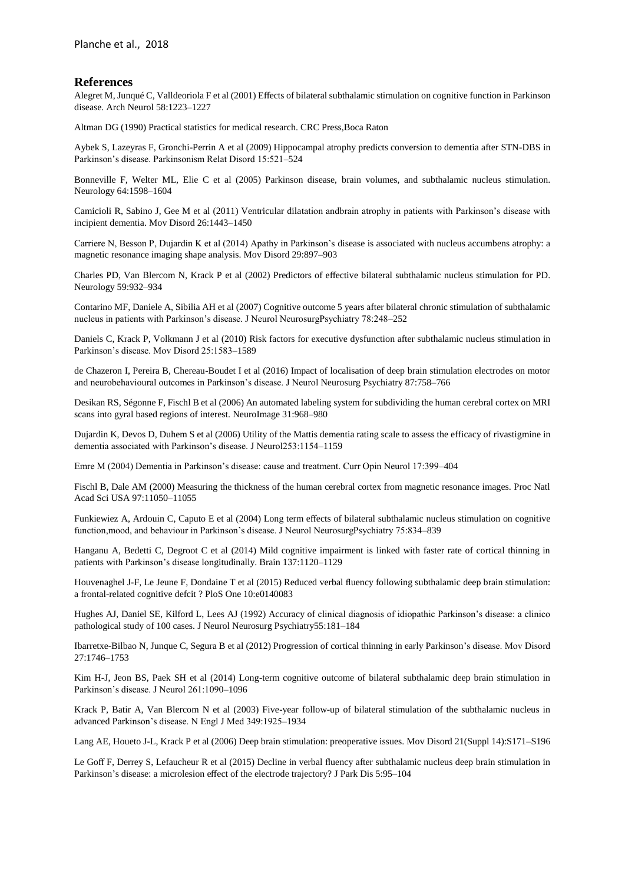## References

Alegret M, Junqué C, Valldeoriola F et al (2001) Effects of bilateral subthalamic stimulation on cognitive function in Parkinson disease. Arch Neurol 58:1223–1227

Altman DG (1990) Practical statistics for medical research. CRC Press,Boca Raton

Aybek S, Lazeyras F, Gronchi-Perrin A et al (2009) Hippocampal atrophy predicts conversion to dementia after STN-DBS in Parkinson's disease. Parkinsonism Relat Disord 15:521–524

Bonneville F, Welter ML, Elie C et al (2005) Parkinson disease, brain volumes, and subthalamic nucleus stimulation. Neurology 64:1598–1604

Camicioli R, Sabino J, Gee M et al (2011) Ventricular dilatation andbrain atrophy in patients with Parkinson's disease with incipient dementia. Mov Disord 26:1443–1450

Carriere N, Besson P, Dujardin K et al (2014) Apathy in Parkinson's disease is associated with nucleus accumbens atrophy: a magnetic resonance imaging shape analysis. Mov Disord 29:897–903

Charles PD, Van Blercom N, Krack P et al (2002) Predictors of effective bilateral subthalamic nucleus stimulation for PD. Neurology 59:932–934

Contarino MF, Daniele A, Sibilia AH et al (2007) Cognitive outcome 5 years after bilateral chronic stimulation of subthalamic nucleus in patients with Parkinson's disease. J Neurol NeurosurgPsychiatry 78:248–252

Daniels C, Krack P, Volkmann J et al (2010) Risk factors for executive dysfunction after subthalamic nucleus stimulation in Parkinson's disease. Mov Disord 25:1583–1589

de Chazeron I, Pereira B, Chereau-Boudet I et al (2016) Impact of localisation of deep brain stimulation electrodes on motor and neurobehavioural outcomes in Parkinson's disease. J Neurol Neurosurg Psychiatry 87:758–766

Desikan RS, Ségonne F, Fischl B et al (2006) An automated labeling system for subdividing the human cerebral cortex on MRI scans into gyral based regions of interest. NeuroImage 31:968–980

Dujardin K, Devos D, Duhem S et al (2006) Utility of the Mattis dementia rating scale to assess the efficacy of rivastigmine in dementia associated with Parkinson's disease. J Neurol253:1154–1159

Emre M (2004) Dementia in Parkinson's disease: cause and treatment. Curr Opin Neurol 17:399–404

Fischl B, Dale AM (2000) Measuring the thickness of the human cerebral cortex from magnetic resonance images. Proc Natl Acad Sci USA 97:11050–11055

Funkiewiez A, Ardouin C, Caputo E et al (2004) Long term effects of bilateral subthalamic nucleus stimulation on cognitive function,mood, and behaviour in Parkinson's disease. J Neurol NeurosurgPsychiatry 75:834–839

Hanganu A, Bedetti C, Degroot C et al (2014) Mild cognitive impairment is linked with faster rate of cortical thinning in patients with Parkinson's disease longitudinally. Brain 137:1120–1129

Houvenaghel J-F, Le Jeune F, Dondaine T et al (2015) Reduced verbal fluency following subthalamic deep brain stimulation: a frontal-related cognitive defcit ? PloS One 10:e0140083

Hughes AJ, Daniel SE, Kilford L, Lees AJ (1992) Accuracy of clinical diagnosis of idiopathic Parkinson's disease: a clinico pathological study of 100 cases. J Neurol Neurosurg Psychiatry55:181–184

Ibarretxe-Bilbao N, Junque C, Segura B et al (2012) Progression of cortical thinning in early Parkinson's disease. Mov Disord 27:1746–1753

Kim H-J, Jeon BS, Paek SH et al (2014) Long-term cognitive outcome of bilateral subthalamic deep brain stimulation in Parkinson's disease. J Neurol 261:1090–1096

Krack P, Batir A, Van Blercom N et al (2003) Five-year follow-up of bilateral stimulation of the subthalamic nucleus in advanced Parkinson's disease. N Engl J Med 349:1925–1934

Lang AE, Houeto J-L, Krack P et al (2006) Deep brain stimulation: preoperative issues. Mov Disord 21(Suppl 14):S171–S196

Le Goff F, Derrey S, Lefaucheur R et al (2015) Decline in verbal fluency after subthalamic nucleus deep brain stimulation in Parkinson's disease: a microlesion effect of the electrode trajectory? J Park Dis 5:95–104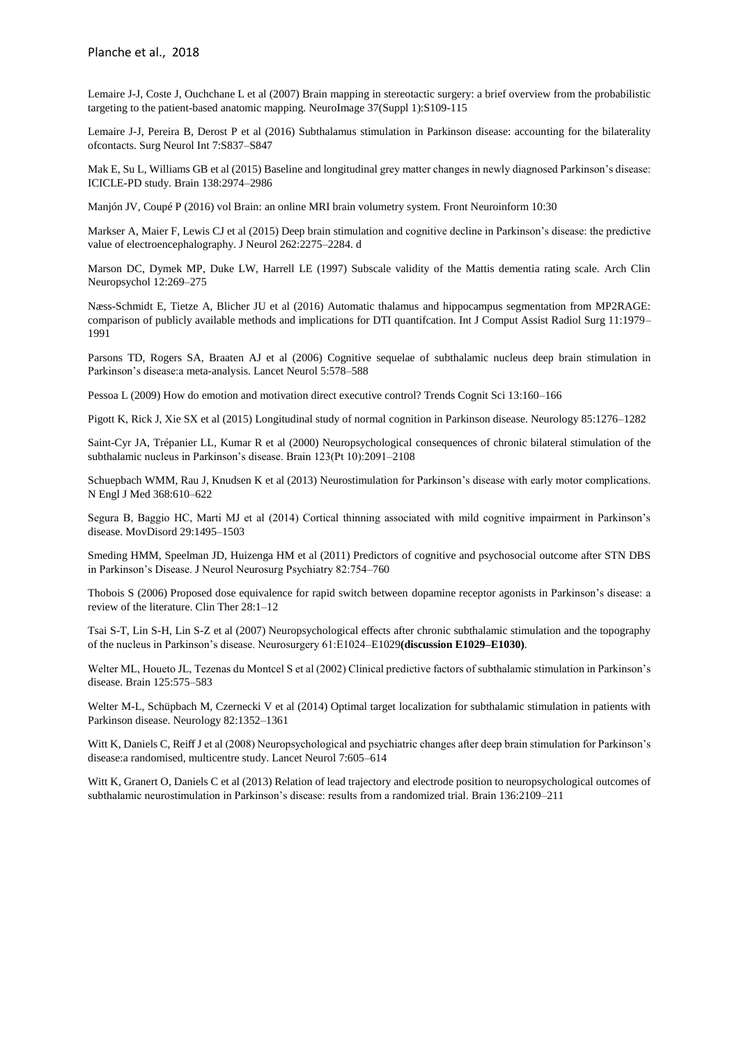Lemaire J-J, Coste J, Ouchchane L et al (2007) Brain mapping in stereotactic surgery: a brief overview from the probabilistic targeting to the patient-based anatomic mapping. NeuroImage 37(Suppl 1):S109-115

Lemaire J-J, Pereira B, Derost P et al (2016) Subthalamus stimulation in Parkinson disease: accounting for the bilaterality ofcontacts. Surg Neurol Int 7:S837–S847

Mak E, Su L, Williams GB et al (2015) Baseline and longitudinal grey matter changes in newly diagnosed Parkinson's disease: ICICLE-PD study. Brain 138:2974–2986

Manjón JV, Coupé P (2016) vol Brain: an online MRI brain volumetry system. Front Neuroinform 10:30

Markser A, Maier F, Lewis CJ et al (2015) Deep brain stimulation and cognitive decline in Parkinson's disease: the predictive value of electroencephalography. J Neurol 262:2275–2284. d

Marson DC, Dymek MP, Duke LW, Harrell LE (1997) Subscale validity of the Mattis dementia rating scale. Arch Clin Neuropsychol 12:269–275

Næss-Schmidt E, Tietze A, Blicher JU et al (2016) Automatic thalamus and hippocampus segmentation from MP2RAGE: comparison of publicly available methods and implications for DTI quantifcation. Int J Comput Assist Radiol Surg 11:1979–1991

Parsons TD, Rogers SA, Braaten AJ et al (2006) Cognitive sequelae of subthalamic nucleus deep brain stimulation in Parkinson's disease:a meta-analysis. Lancet Neurol 5:578–588

Pessoa L (2009) How do emotion and motivation direct executive control? Trends Cognit Sci 13:160–166

Pigott K, Rick J, Xie SX et al (2015) Longitudinal study of normal cognition in Parkinson disease. Neurology 85:1276–1282

Saint-Cyr JA, Trépanier LL, Kumar R et al (2000) Neuropsychological consequences of chronic bilateral stimulation of the subthalamic nucleus in Parkinson's disease. Brain 123(Pt 10):2091–2108

Schuepbach WMM, Rau J, Knudsen K et al (2013) Neurostimulation for Parkinson's disease with early motor complications. N Engl J Med 368:610–622

Segura B, Baggio HC, Marti MJ et al (2014) Cortical thinning associated with mild cognitive impairment in Parkinson's disease. MovDisord 29:1495–1503

Smeding HMM, Speelman JD, Huizenga HM et al (2011) Predictors of cognitive and psychosocial outcome after STN DBS in Parkinson's Disease. J Neurol Neurosurg Psychiatry 82:754–760

Thobois S (2006) Proposed dose equivalence for rapid switch between dopamine receptor agonists in Parkinson's disease: a review of the literature. Clin Ther 28:1–12

Tsai S-T, Lin S-H, Lin S-Z et al (2007) Neuropsychological effects after chronic subthalamic stimulation and the topography of the nucleus in Parkinson's disease. Neurosurgery 61:E1024–E1029**(discussion E1029–E1030)**.

Welter ML, Houeto JL, Tezenas du Montcel S et al (2002) Clinical predictive factors of subthalamic stimulation in Parkinson's disease. Brain 125:575–583

Welter M-L, Schüpbach M, Czernecki V et al (2014) Optimal target localization for subthalamic stimulation in patients with Parkinson disease. Neurology 82:1352–1361

Witt K, Daniels C, Reiff J et al (2008) Neuropsychological and psychiatric changes after deep brain stimulation for Parkinson's disease:a randomised, multicentre study. Lancet Neurol 7:605–614

Witt K, Granert O, Daniels C et al (2013) Relation of lead trajectory and electrode position to neuropsychological outcomes of subthalamic neurostimulation in Parkinson's disease: results from a randomized trial. Brain 136:2109–211